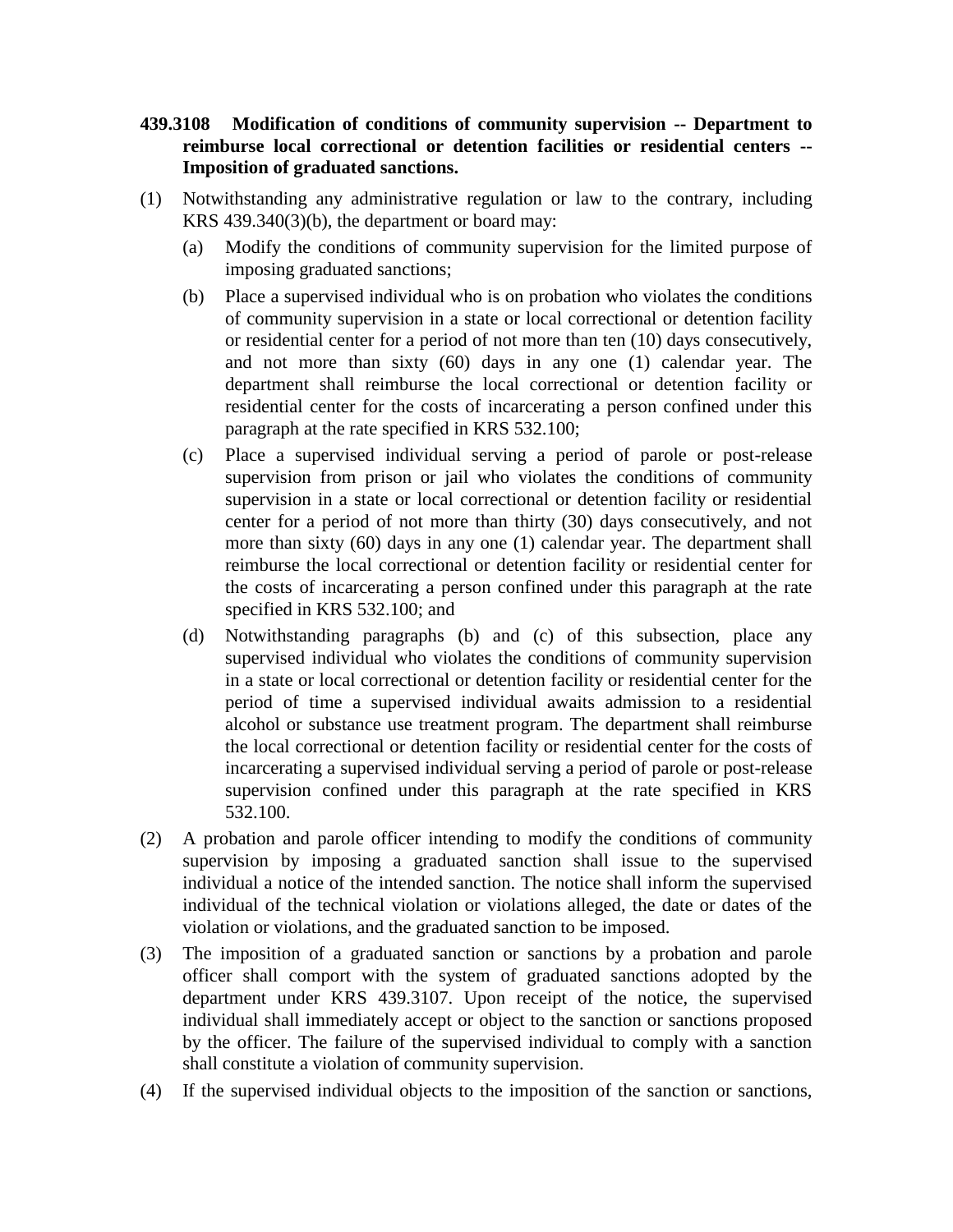**439.3108 Modification of conditions of community supervision -- Department to reimburse local correctional or detention facilities or residential centers -- Imposition of graduated sanctions.**

(1) Notwithstanding any administrative regulation or law to the contrary, including KRS 439.340(3)(b), the department or board may:

   (a) Modify the conditions of community supervision for the limited purpose of imposing graduated sanctions;

   (b) Place a supervised individual who is on probation who violates the conditions of community supervision in a state or local correctional or detention facility or residential center for a period of not more than ten (10) days consecutively, and not more than sixty (60) days in any one (1) calendar year. The department shall reimburse the local correctional or detention facility or residential center for the costs of incarcerating a person confined under this paragraph at the rate specified in KRS 532.100;

   (c) Place a supervised individual serving a period of parole or post-release supervision from prison or jail who violates the conditions of community supervision in a state or local correctional or detention facility or residential center for a period of not more than thirty (30) days consecutively, and not more than sixty (60) days in any one (1) calendar year. The department shall reimburse the local correctional or detention facility or residential center for the costs of incarcerating a person confined under this paragraph at the rate specified in KRS 532.100; and

   (d) Notwithstanding paragraphs (b) and (c) of this subsection, place any supervised individual who violates the conditions of community supervision in a state or local correctional or detention facility or residential center for the period of time a supervised individual awaits admission to a residential alcohol or substance use treatment program. The department shall reimburse the local correctional or detention facility or residential center for the costs of incarcerating a supervised individual serving a period of parole or post-release supervision confined under this paragraph at the rate specified in KRS 532.100.

(2) A probation and parole officer intending to modify the conditions of community supervision by imposing a graduated sanction shall issue to the supervised individual a notice of the intended sanction. The notice shall inform the supervised individual of the technical violation or violations alleged, the date or dates of the violation or violations, and the graduated sanction to be imposed.

(3) The imposition of a graduated sanction or sanctions by a probation and parole officer shall comport with the system of graduated sanctions adopted by the department under KRS 439.3107. Upon receipt of the notice, the supervised individual shall immediately accept or object to the sanction or sanctions proposed by the officer. The failure of the supervised individual to comply with a sanction shall constitute a violation of community supervision.

(4) If the supervised individual objects to the imposition of the sanction or sanctions,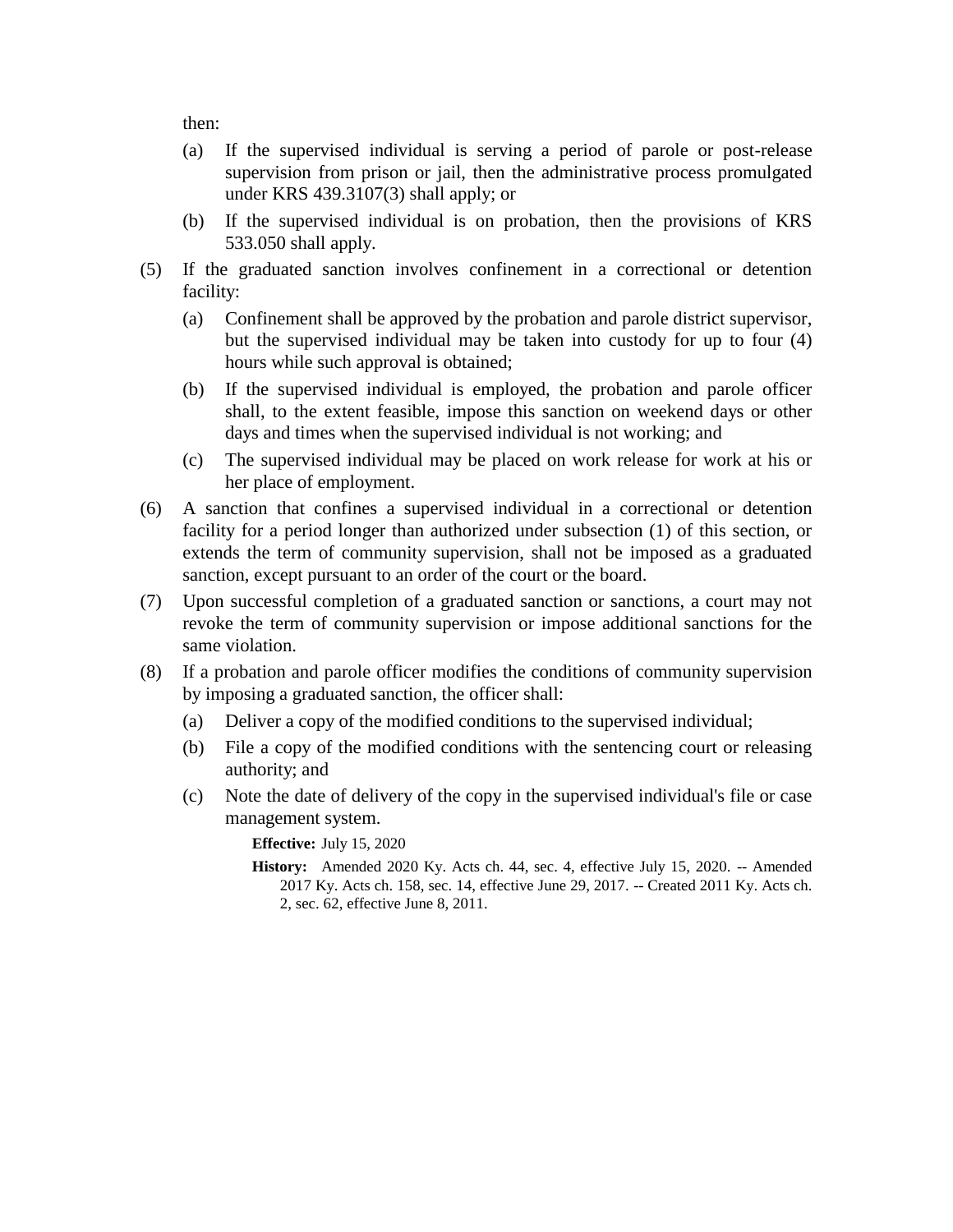then:

(a) If the supervised individual is serving a period of parole or post-release supervision from prison or jail, then the administrative process promulgated under KRS 439.3107(3) shall apply; or

(b) If the supervised individual is on probation, then the provisions of KRS 533.050 shall apply.

(5) If the graduated sanction involves confinement in a correctional or detention facility:

(a) Confinement shall be approved by the probation and parole district supervisor, but the supervised individual may be taken into custody for up to four (4) hours while such approval is obtained;

(b) If the supervised individual is employed, the probation and parole officer shall, to the extent feasible, impose this sanction on weekend days or other days and times when the supervised individual is not working; and

(c) The supervised individual may be placed on work release for work at his or her place of employment.

(6) A sanction that confines a supervised individual in a correctional or detention facility for a period longer than authorized under subsection (1) of this section, or extends the term of community supervision, shall not be imposed as a graduated sanction, except pursuant to an order of the court or the board.

(7) Upon successful completion of a graduated sanction or sanctions, a court may not revoke the term of community supervision or impose additional sanctions for the same violation.

(8) If a probation and parole officer modifies the conditions of community supervision by imposing a graduated sanction, the officer shall:

(a) Deliver a copy of the modified conditions to the supervised individual;

(b) File a copy of the modified conditions with the sentencing court or releasing authority; and

(c) Note the date of delivery of the copy in the supervised individual's file or case management system.

**Effective:** July 15, 2020

**History:** Amended 2020 Ky. Acts ch. 44, sec. 4, effective July 15, 2020. -- Amended 2017 Ky. Acts ch. 158, sec. 14, effective June 29, 2017. -- Created 2011 Ky. Acts ch. 2, sec. 62, effective June 8, 2011.